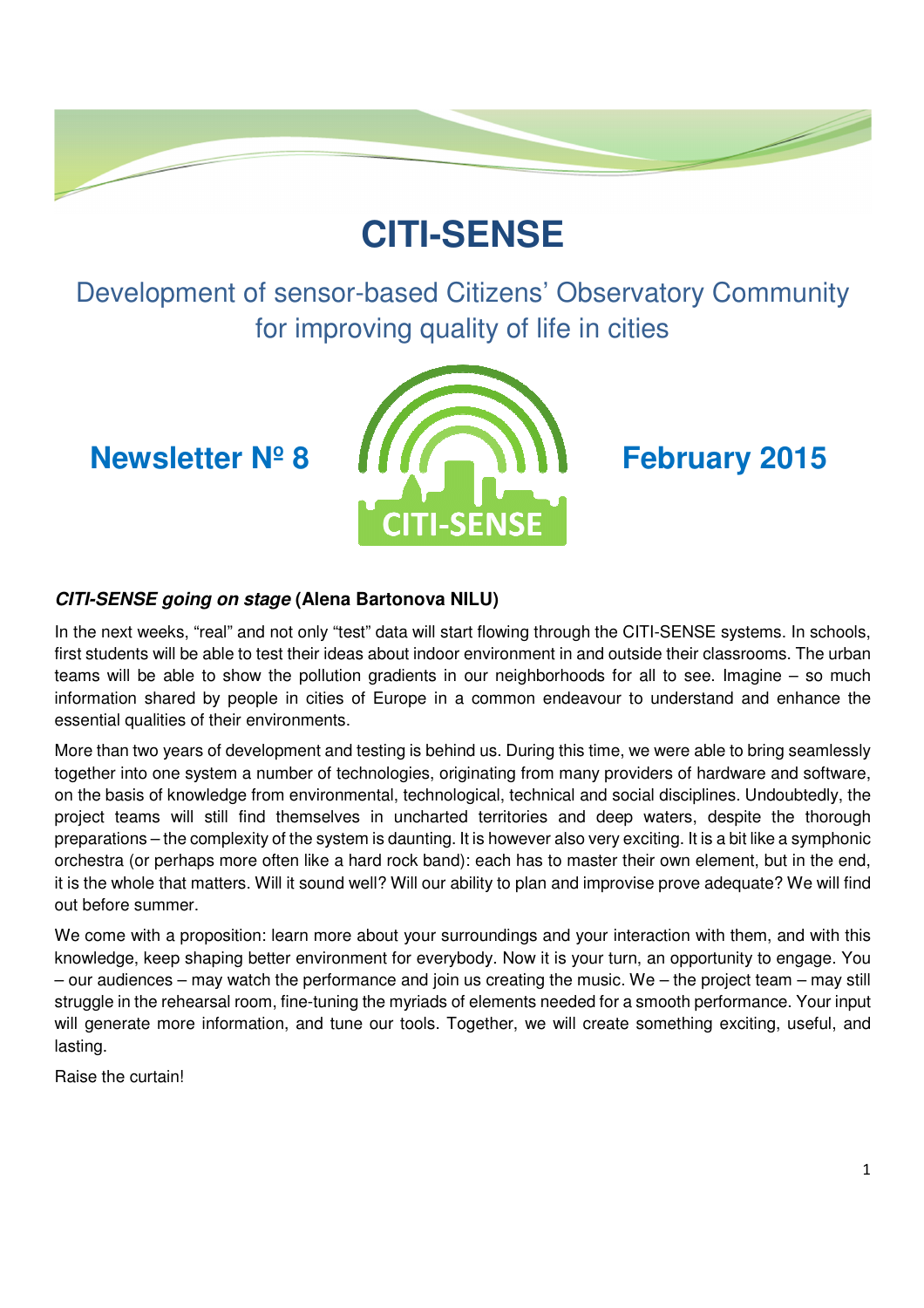# CITI-SENSE

Development of sensor-based Citizens' Observatory Community for improving quality of life in cities

**Newsletter Nº 8** **February 2015**

### ***CITI-SENSE going on stage*** **(Alena Bartonova NILU)**

In the next weeks, "real" and not only "test" data will start flowing through the CITI-SENSE systems. In schools, first students will be able to test their ideas about indoor environment in and outside their classrooms. The urban teams will be able to show the pollution gradients in our neighborhoods for all to see. Imagine – so much information shared by people in cities of Europe in a common endeavour to understand and enhance the essential qualities of their environments.

More than two years of development and testing is behind us. During this time, we were able to bring seamlessly together into one system a number of technologies, originating from many providers of hardware and software, on the basis of knowledge from environmental, technological, technical and social disciplines. Undoubtedly, the project teams will still find themselves in uncharted territories and deep waters, despite the thorough preparations – the complexity of the system is daunting. It is however also very exciting. It is a bit like a symphonic orchestra (or perhaps more often like a hard rock band): each has to master their own element, but in the end, it is the whole that matters. Will it sound well? Will our ability to plan and improvise prove adequate? We will find out before summer.

We come with a proposition: learn more about your surroundings and your interaction with them, and with this knowledge, keep shaping better environment for everybody. Now it is your turn, an opportunity to engage. You – our audiences – may watch the performance and join us creating the music. We – the project team – may still struggle in the rehearsal room, fine-tuning the myriads of elements needed for a smooth performance. Your input will generate more information, and tune our tools. Together, we will create something exciting, useful, and lasting.

Raise the curtain!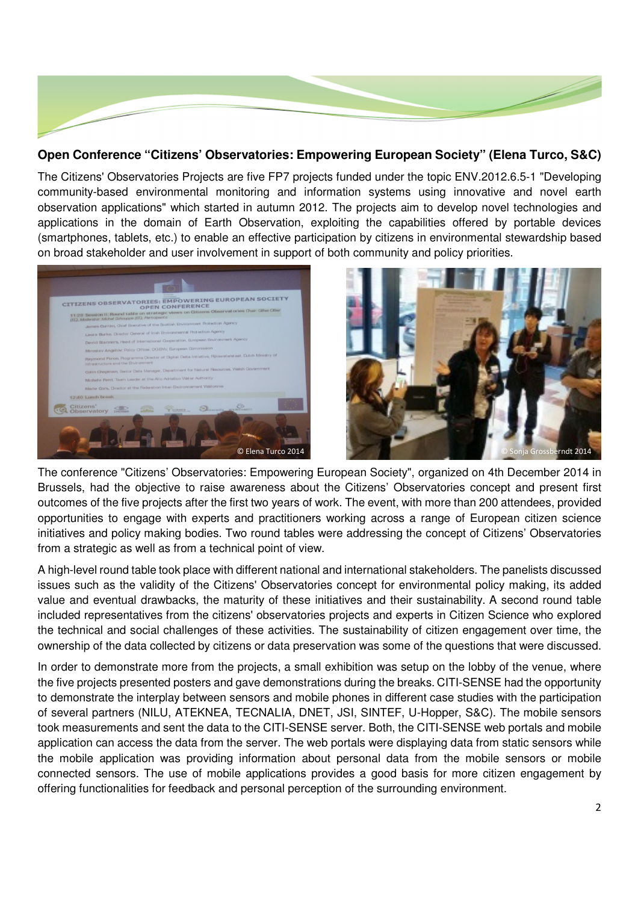**Open Conference "Citizens' Observatories: Empowering European Society" (Elena Turco, S&C)**

The Citizens' Observatories Projects are five FP7 projects funded under the topic ENV.2012.6.5-1 "Developing community-based environmental monitoring and information systems using innovative and novel earth observation applications" which started in autumn 2012. The projects aim to develop novel technologies and applications in the domain of Earth Observation, exploiting the capabilities offered by portable devices (smartphones, tablets, etc.) to enable an effective participation by citizens in environmental stewardship based on broad stakeholder and user involvement in support of both community and policy priorities.

© Elena Turco 2014

© Sonja Grossberndt 2014

The conference "Citizens' Observatories: Empowering European Society", organized on 4th December 2014 in Brussels, had the objective to raise awareness about the Citizens' Observatories concept and present first outcomes of the five projects after the first two years of work. The event, with more than 200 attendees, provided opportunities to engage with experts and practitioners working across a range of European citizen science initiatives and policy making bodies. Two round tables were addressing the concept of Citizens' Observatories from a strategic as well as from a technical point of view.

A high-level round table took place with different national and international stakeholders. The panelists discussed issues such as the validity of the Citizens' Observatories concept for environmental policy making, its added value and eventual drawbacks, the maturity of these initiatives and their sustainability. A second round table included representatives from the citizens' observatories projects and experts in Citizen Science who explored the technical and social challenges of these activities. The sustainability of citizen engagement over time, the ownership of the data collected by citizens or data preservation was some of the questions that were discussed.

In order to demonstrate more from the projects, a small exhibition was setup on the lobby of the venue, where the five projects presented posters and gave demonstrations during the breaks. CITI-SENSE had the opportunity to demonstrate the interplay between sensors and mobile phones in different case studies with the participation of several partners (NILU, ATEKNEA, TECNALIA, DNET, JSI, SINTEF, U-Hopper, S&C). The mobile sensors took measurements and sent the data to the CITI-SENSE server. Both, the CITI-SENSE web portals and mobile application can access the data from the server. The web portals were displaying data from static sensors while the mobile application was providing information about personal data from the mobile sensors or mobile connected sensors. The use of mobile applications provides a good basis for more citizen engagement by offering functionalities for feedback and personal perception of the surrounding environment.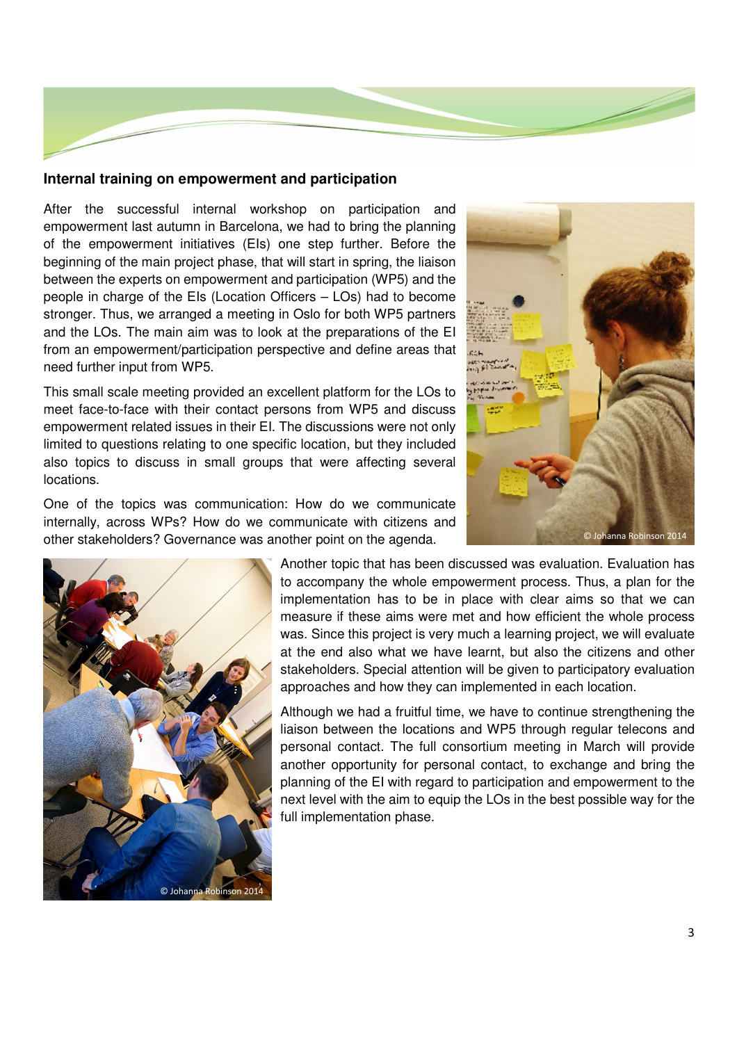## Internal training on empowerment and participation

After the successful internal workshop on participation and empowerment last autumn in Barcelona, we had to bring the planning of the empowerment initiatives (EIs) one step further. Before the beginning of the main project phase, that will start in spring, the liaison between the experts on empowerment and participation (WP5) and the people in charge of the EIs (Location Officers – LOs) had to become stronger. Thus, we arranged a meeting in Oslo for both WP5 partners and the LOs. The main aim was to look at the preparations of the EI from an empowerment/participation perspective and define areas that need further input from WP5.

This small scale meeting provided an excellent platform for the LOs to meet face-to-face with their contact persons from WP5 and discuss empowerment related issues in their EI. The discussions were not only limited to questions relating to one specific location, but they included also topics to discuss in small groups that were affecting several locations.

One of the topics was communication: How do we communicate internally, across WPs? How do we communicate with citizens and other stakeholders? Governance was another point on the agenda.

© Johanna Robinson 2014

© Johanna Robinson 2014

Another topic that has been discussed was evaluation. Evaluation has to accompany the whole empowerment process. Thus, a plan for the implementation has to be in place with clear aims so that we can measure if these aims were met and how efficient the whole process was. Since this project is very much a learning project, we will evaluate at the end also what we have learnt, but also the citizens and other stakeholders. Special attention will be given to participatory evaluation approaches and how they can implemented in each location.

Although we had a fruitful time, we have to continue strengthening the liaison between the locations and WP5 through regular telecons and personal contact. The full consortium meeting in March will provide another opportunity for personal contact, to exchange and bring the planning of the EI with regard to participation and empowerment to the next level with the aim to equip the LOs in the best possible way for the full implementation phase.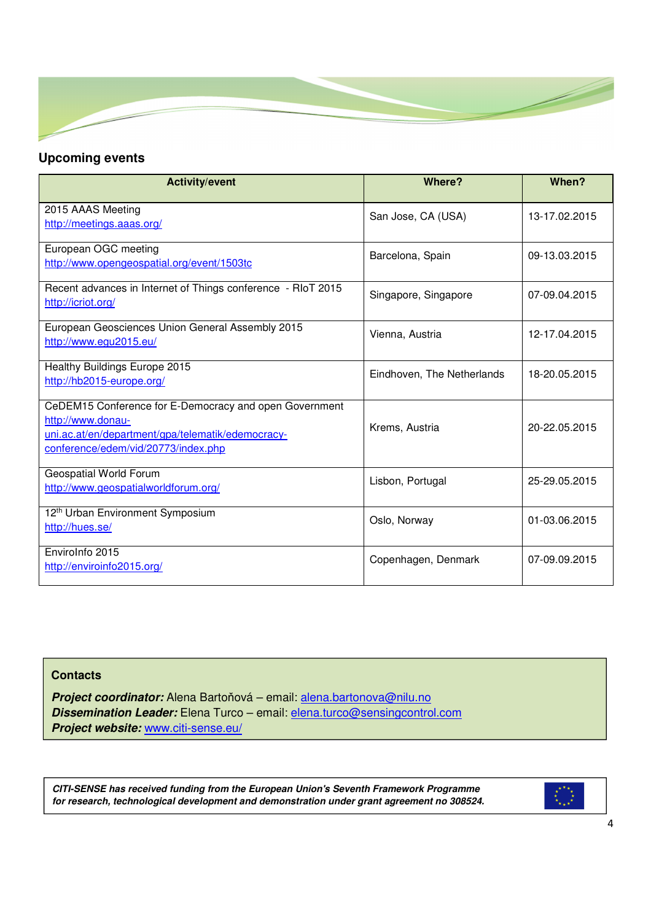## Upcoming events

| Activity/event | Where? | When? |
|---|---|---|
| 2015 AAAS Meeting http://meetings.aaas.org/ | San Jose, CA (USA) | 13-17.02.2015 |
| European OGC meeting http://www.opengeospatial.org/event/1503tc | Barcelona, Spain | 09-13.03.2015 |
| Recent advances in Internet of Things conference - RIoT 2015 http://icriot.org/ | Singapore, Singapore | 07-09.04.2015 |
| European Geosciences Union General Assembly 2015 http://www.egu2015.eu/ | Vienna, Austria | 12-17.04.2015 |
| Healthy Buildings Europe 2015 http://hb2015-europe.org/ | Eindhoven, The Netherlands | 18-20.05.2015 |
| CeDEM15 Conference for E-Democracy and open Government http://www.donau-uni.ac.at/en/department/gpa/telematik/edemocracy-conference/edem/vid/20773/index.php | Krems, Austria | 20-22.05.2015 |
| Geospatial World Forum http://www.geospatialworldforum.org/ | Lisbon, Portugal | 25-29.05.2015 |
| 12th Urban Environment Symposium http://hues.se/ | Oslo, Norway | 01-03.06.2015 |
| EnviroInfo 2015 http://enviroinfo2015.org/ | Copenhagen, Denmark | 07-09.09.2015 |

### Contacts

***Project coordinator:*** Alena Bartoňová – email: alena.bartonova@nilu.no
***Dissemination Leader:*** Elena Turco – email: elena.turco@sensingcontrol.com
***Project website:*** www.citi-sense.eu/

***CITI-SENSE has received funding from the European Union's Seventh Framework Programme for research, technological development and demonstration under grant agreement no 308524.***